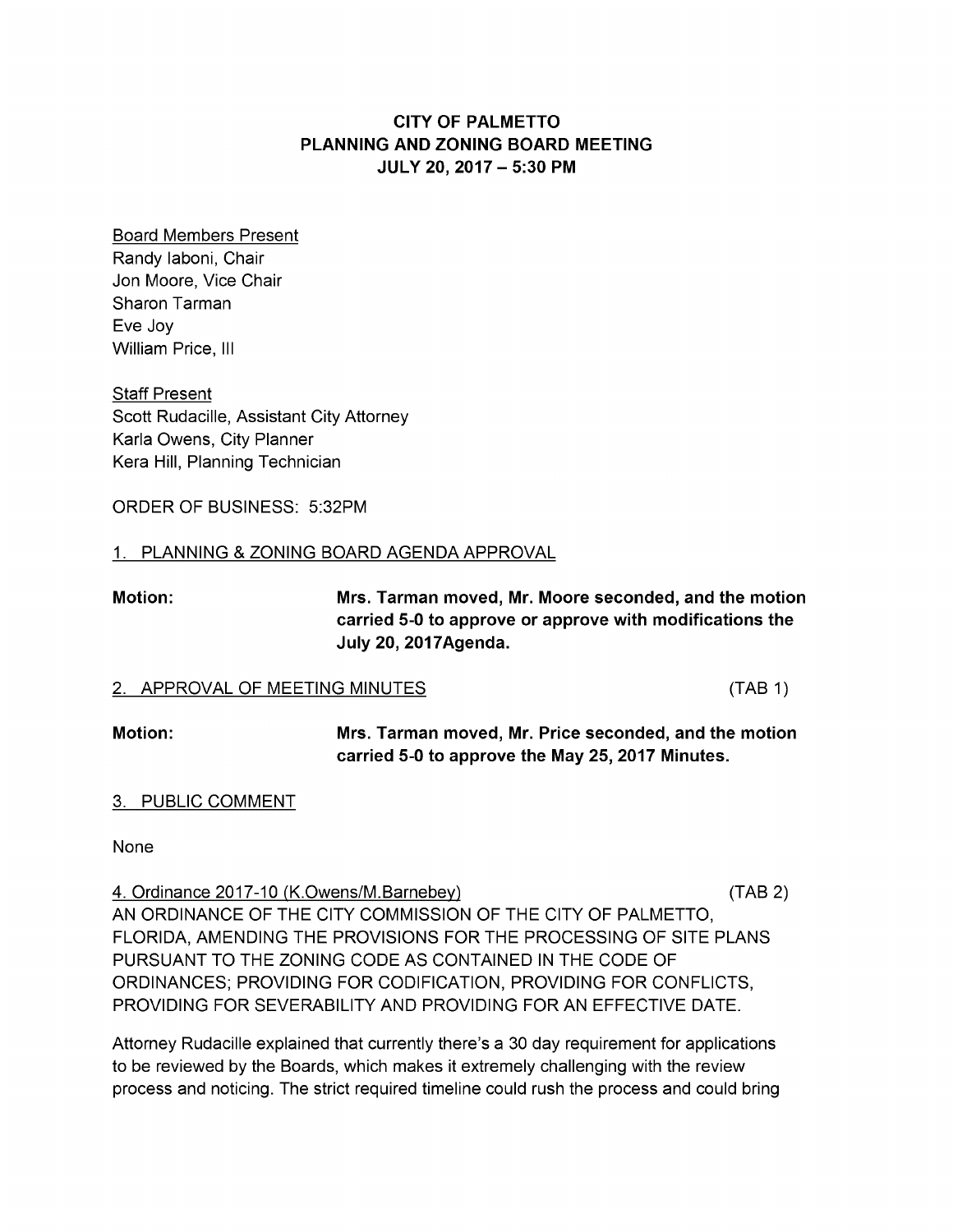# CITY OF PALMETTO
## PLANNING AND ZONING BOARD MEETING
## JULY 20, 2017 – 5:30 PM

Board Members Present
Randy Iaboni, Chair
Jon Moore, Vice Chair
Sharon Tarman
Eve Joy
William Price, III

Staff Present
Scott Rudacille, Assistant City Attorney
Karla Owens, City Planner
Kera Hill, Planning Technician

ORDER OF BUSINESS: 5:32PM

1. PLANNING & ZONING BOARD AGENDA APPROVAL

**Motion:** **Mrs. Tarman moved, Mr. Moore seconded, and the motion carried 5-0 to approve or approve with modifications the July 20, 2017Agenda.**

2. APPROVAL OF MEETING MINUTES (TAB 1)

**Motion:** **Mrs. Tarman moved, Mr. Price seconded, and the motion carried 5-0 to approve the May 25, 2017 Minutes.**

3. PUBLIC COMMENT

None

4. Ordinance 2017-10 (K.Owens/M.Barnebey) (TAB 2)
AN ORDINANCE OF THE CITY COMMISSION OF THE CITY OF PALMETTO, FLORIDA, AMENDING THE PROVISIONS FOR THE PROCESSING OF SITE PLANS PURSUANT TO THE ZONING CODE AS CONTAINED IN THE CODE OF ORDINANCES; PROVIDING FOR CODIFICATION, PROVIDING FOR CONFLICTS, PROVIDING FOR SEVERABILITY AND PROVIDING FOR AN EFFECTIVE DATE.

Attorney Rudacille explained that currently there's a 30 day requirement for applications to be reviewed by the Boards, which makes it extremely challenging with the review process and noticing. The strict required timeline could rush the process and could bring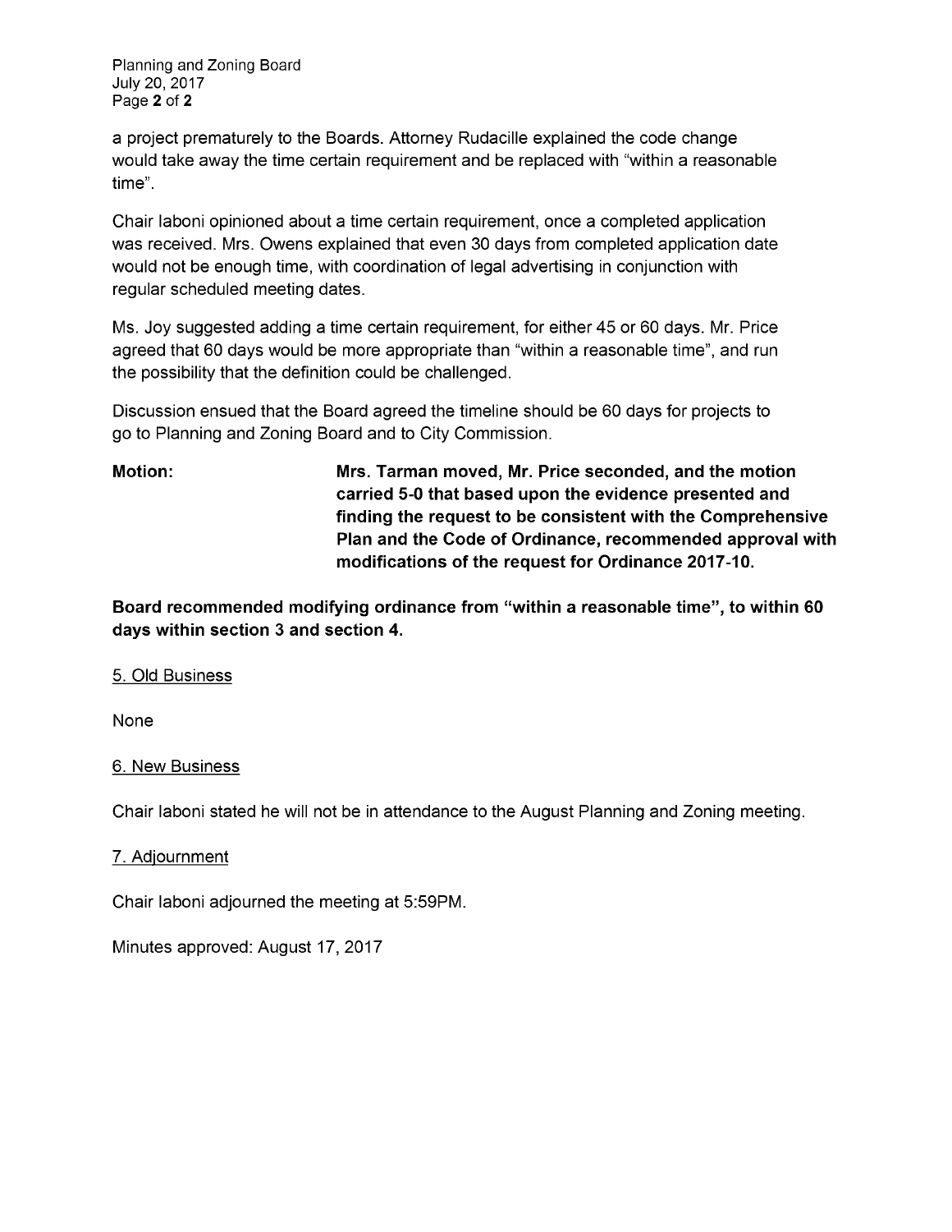a project prematurely to the Boards. Attorney Rudacille explained the code change would take away the time certain requirement and be replaced with "within a reasonable time".

Chair Iaboni opinioned about a time certain requirement, once a completed application was received. Mrs. Owens explained that even 30 days from completed application date would not be enough time, with coordination of legal advertising in conjunction with regular scheduled meeting dates.

Ms. Joy suggested adding a time certain requirement, for either 45 or 60 days. Mr. Price agreed that 60 days would be more appropriate than "within a reasonable time", and run the possibility that the definition could be challenged.

Discussion ensued that the Board agreed the timeline should be 60 days for projects to go to Planning and Zoning Board and to City Commission.

**Motion:** **Mrs. Tarman moved, Mr. Price seconded, and the motion carried 5-0 that based upon the evidence presented and finding the request to be consistent with the Comprehensive Plan and the Code of Ordinance, recommended approval with modifications of the request for Ordinance 2017-10.**

**Board recommended modifying ordinance from "within a reasonable time", to within 60 days within section 3 and section 4.**

5. Old Business

None

6. New Business

Chair Iaboni stated he will not be in attendance to the August Planning and Zoning meeting.

7. Adjournment

Chair Iaboni adjourned the meeting at 5:59PM.

Minutes approved: August 17, 2017